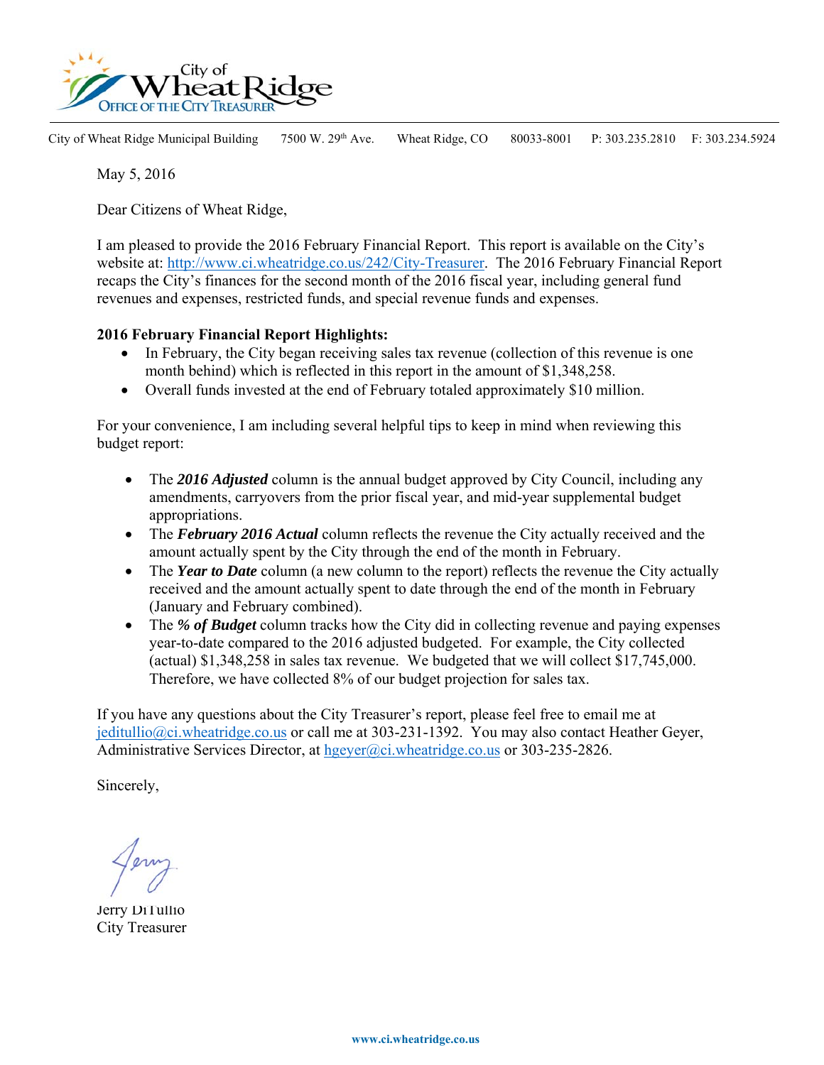City of Wheat Ridge
OFFICE OF THE CITY TREASURER

City of Wheat Ridge Municipal Building 7500 W. 29th Ave. Wheat Ridge, CO 80033-8001 P: 303.235.2810 F: 303.234.5924

May 5, 2016

Dear Citizens of Wheat Ridge,

I am pleased to provide the 2016 February Financial Report. This report is available on the City's website at: http://www.ci.wheatridge.co.us/242/City-Treasurer. The 2016 February Financial Report recaps the City's finances for the second month of the 2016 fiscal year, including general fund revenues and expenses, restricted funds, and special revenue funds and expenses.

**2016 February Financial Report Highlights:**

- In February, the City began receiving sales tax revenue (collection of this revenue is one month behind) which is reflected in this report in the amount of $1,348,258.
- Overall funds invested at the end of February totaled approximately $10 million.

For your convenience, I am including several helpful tips to keep in mind when reviewing this budget report:

- The ***2016 Adjusted*** column is the annual budget approved by City Council, including any amendments, carryovers from the prior fiscal year, and mid-year supplemental budget appropriations.
- The ***February 2016 Actual*** column reflects the revenue the City actually received and the amount actually spent by the City through the end of the month in February.
- The ***Year to Date*** column (a new column to the report) reflects the revenue the City actually received and the amount actually spent to date through the end of the month in February (January and February combined).
- The ***% of Budget*** column tracks how the City did in collecting revenue and paying expenses year-to-date compared to the 2016 adjusted budgeted. For example, the City collected (actual) $1,348,258 in sales tax revenue. We budgeted that we will collect $17,745,000. Therefore, we have collected 8% of our budget projection for sales tax.

If you have any questions about the City Treasurer's report, please feel free to email me at jeditullio@ci.wheatridge.co.us or call me at 303-231-1392. You may also contact Heather Geyer, Administrative Services Director, at hgeyer@ci.wheatridge.co.us or 303-235-2826.

Sincerely,

Jerry DiTullio
City Treasurer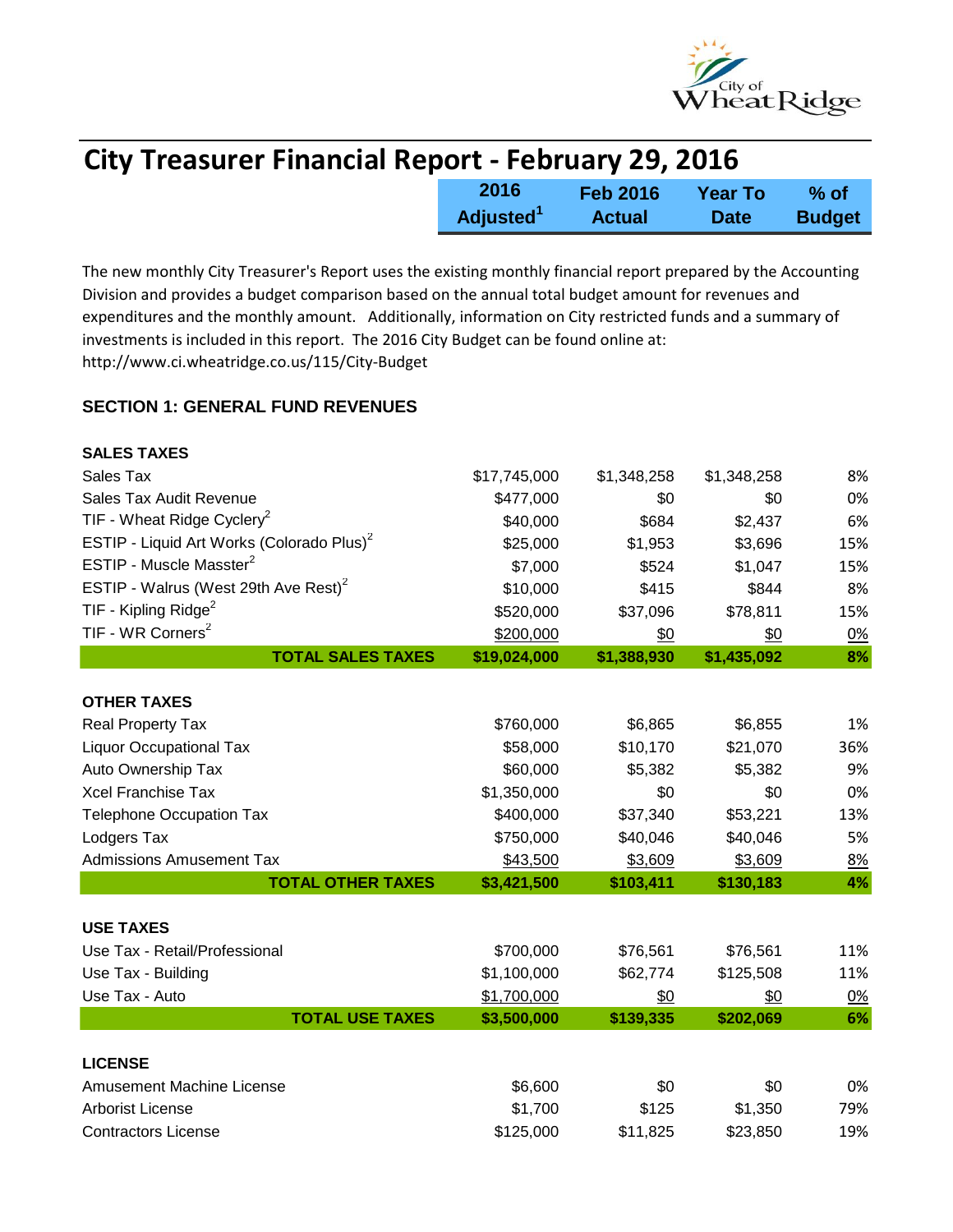# City Treasurer Financial Report - February 29, 2016

The new monthly City Treasurer's Report uses the existing monthly financial report prepared by the Accounting Division and provides a budget comparison based on the annual total budget amount for revenues and expenditures and the monthly amount. Additionally, information on City restricted funds and a summary of investments is included in this report. The 2016 City Budget can be found online at: http://www.ci.wheatridge.co.us/115/City-Budget

## SECTION 1: GENERAL FUND REVENUES

| | 2016 Adjusted[1] | Feb 2016 Actual | Year To Date | % of Budget |
|---|---|---|---|---|
| **SALES TAXES** | | | | |
| Sales Tax | $17,745,000 | $1,348,258 | $1,348,258 | 8% |
| Sales Tax Audit Revenue | $477,000 | $0 | $0 | 0% |
| TIF - Wheat Ridge Cyclery[2] | $40,000 | $684 | $2,437 | 6% |
| ESTIP - Liquid Art Works (Colorado Plus)[2] | $25,000 | $1,953 | $3,696 | 15% |
| ESTIP - Muscle Masster[2] | $7,000 | $524 | $1,047 | 15% |
| ESTIP - Walrus (West 29th Ave Rest)[2] | $10,000 | $415 | $844 | 8% |
| TIF - Kipling Ridge[2] | $520,000 | $37,096 | $78,811 | 15% |
| TIF - WR Corners[2] | $200,000 | $0 | $0 | 0% |
| **TOTAL SALES TAXES** | **$19,024,000** | **$1,388,930** | **$1,435,092** | **8%** |
| **OTHER TAXES** | | | | |
| Real Property Tax | $760,000 | $6,865 | $6,855 | 1% |
| Liquor Occupational Tax | $58,000 | $10,170 | $21,070 | 36% |
| Auto Ownership Tax | $60,000 | $5,382 | $5,382 | 9% |
| Xcel Franchise Tax | $1,350,000 | $0 | $0 | 0% |
| Telephone Occupation Tax | $400,000 | $37,340 | $53,221 | 13% |
| Lodgers Tax | $750,000 | $40,046 | $40,046 | 5% |
| Admissions Amusement Tax | $43,500 | $3,609 | $3,609 | 8% |
| **TOTAL OTHER TAXES** | **$3,421,500** | **$103,411** | **$130,183** | **4%** |
| **USE TAXES** | | | | |
| Use Tax - Retail/Professional | $700,000 | $76,561 | $76,561 | 11% |
| Use Tax - Building | $1,100,000 | $62,774 | $125,508 | 11% |
| Use Tax - Auto | $1,700,000 | $0 | $0 | 0% |
| **TOTAL USE TAXES** | **$3,500,000** | **$139,335** | **$202,069** | **6%** |
| **LICENSE** | | | | |
| Amusement Machine License | $6,600 | $0 | $0 | 0% |
| Arborist License | $1,700 | $125 | $1,350 | 79% |
| Contractors License | $125,000 | $11,825 | $23,850 | 19% |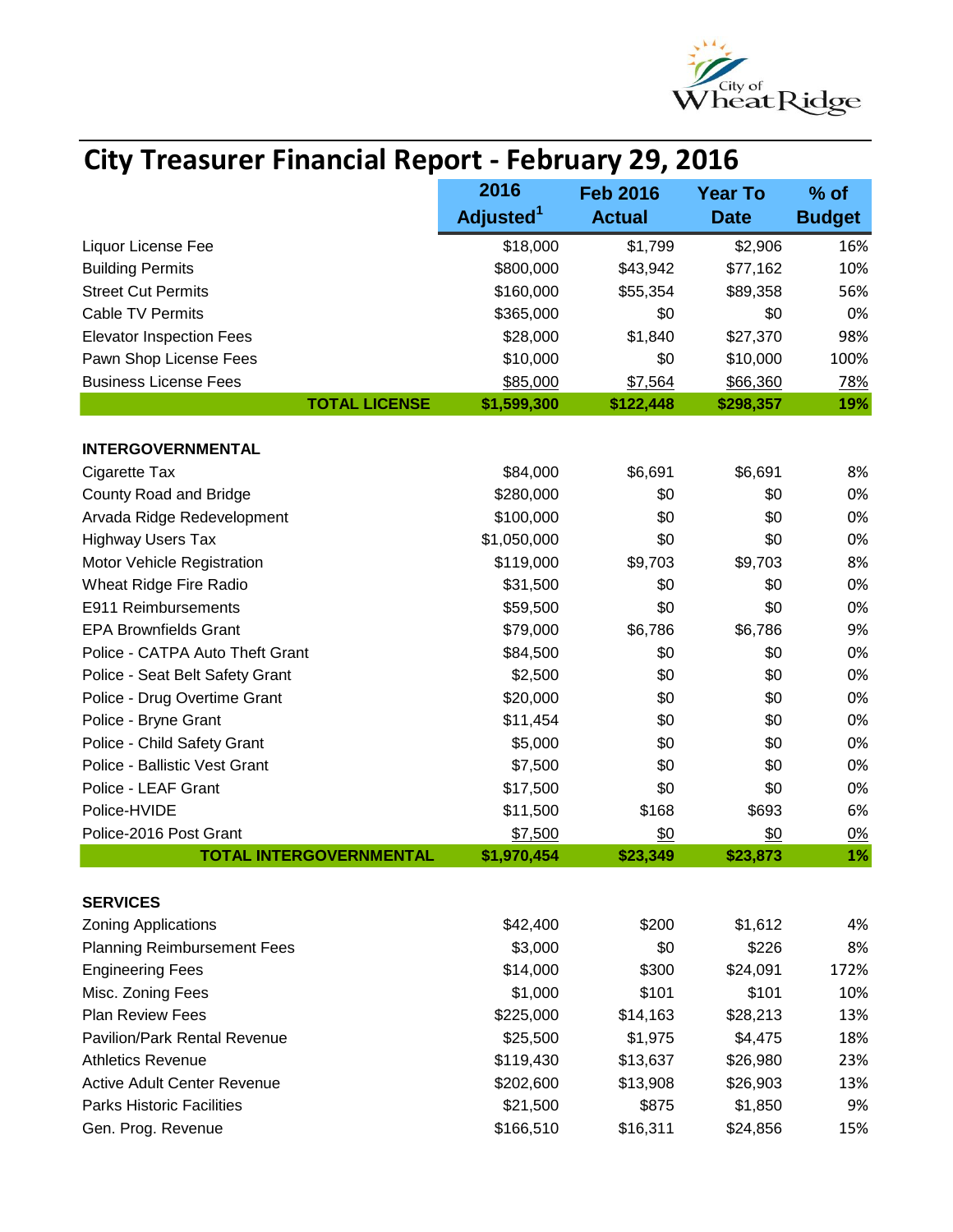# City Treasurer Financial Report - February 29, 2016

| | 2016 Adjusted[1] | Feb 2016 Actual | Year To Date | % of Budget |
|---|---|---|---|---|
| Liquor License Fee | $18,000 | $1,799 | $2,906 | 16% |
| Building Permits | $800,000 | $43,942 | $77,162 | 10% |
| Street Cut Permits | $160,000 | $55,354 | $89,358 | 56% |
| Cable TV Permits | $365,000 | $0 | $0 | 0% |
| Elevator Inspection Fees | $28,000 | $1,840 | $27,370 | 98% |
| Pawn Shop License Fees | $10,000 | $0 | $10,000 | 100% |
| Business License Fees | $85,000 | $7,564 | $66,360 | 78% |
| **TOTAL LICENSE** | **$1,599,300** | **$122,448** | **$298,357** | **19%** |
| | | | | |
| **INTERGOVERNMENTAL** | | | | |
| Cigarette Tax | $84,000 | $6,691 | $6,691 | 8% |
| County Road and Bridge | $280,000 | $0 | $0 | 0% |
| Arvada Ridge Redevelopment | $100,000 | $0 | $0 | 0% |
| Highway Users Tax | $1,050,000 | $0 | $0 | 0% |
| Motor Vehicle Registration | $119,000 | $9,703 | $9,703 | 8% |
| Wheat Ridge Fire Radio | $31,500 | $0 | $0 | 0% |
| E911 Reimbursements | $59,500 | $0 | $0 | 0% |
| EPA Brownfields Grant | $79,000 | $6,786 | $6,786 | 9% |
| Police - CATPA Auto Theft Grant | $84,500 | $0 | $0 | 0% |
| Police - Seat Belt Safety Grant | $2,500 | $0 | $0 | 0% |
| Police - Drug Overtime Grant | $20,000 | $0 | $0 | 0% |
| Police - Bryne Grant | $11,454 | $0 | $0 | 0% |
| Police - Child Safety Grant | $5,000 | $0 | $0 | 0% |
| Police - Ballistic Vest Grant | $7,500 | $0 | $0 | 0% |
| Police - LEAF Grant | $17,500 | $0 | $0 | 0% |
| Police-HVIDE | $11,500 | $168 | $693 | 6% |
| Police-2016 Post Grant | $7,500 | $0 | $0 | 0% |
| **TOTAL INTERGOVERNMENTAL** | **$1,970,454** | **$23,349** | **$23,873** | **1%** |
| | | | | |
| **SERVICES** | | | | |
| Zoning Applications | $42,400 | $200 | $1,612 | 4% |
| Planning Reimbursement Fees | $3,000 | $0 | $226 | 8% |
| Engineering Fees | $14,000 | $300 | $24,091 | 172% |
| Misc. Zoning Fees | $1,000 | $101 | $101 | 10% |
| Plan Review Fees | $225,000 | $14,163 | $28,213 | 13% |
| Pavilion/Park Rental Revenue | $25,500 | $1,975 | $4,475 | 18% |
| Athletics Revenue | $119,430 | $13,637 | $26,980 | 23% |
| Active Adult Center Revenue | $202,600 | $13,908 | $26,903 | 13% |
| Parks Historic Facilities | $21,500 | $875 | $1,850 | 9% |
| Gen. Prog. Revenue | $166,510 | $16,311 | $24,856 | 15% |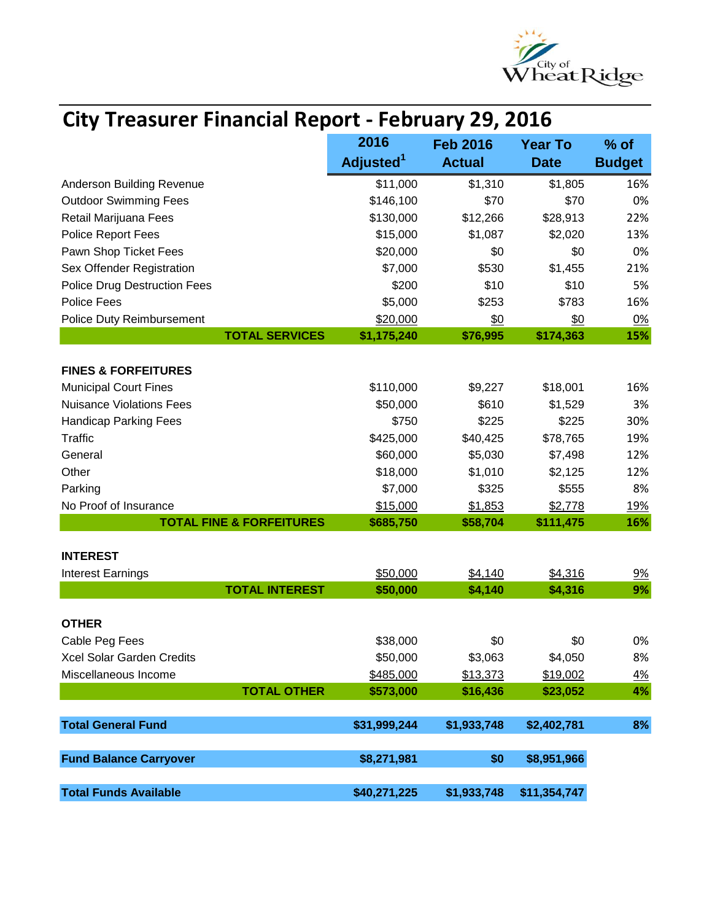# City Treasurer Financial Report - February 29, 2016

| | 2016 Adjusted[1] | Feb 2016 Actual | Year To Date | % of Budget |
|---|---|---|---|---|
| Anderson Building Revenue | $11,000 | $1,310 | $1,805 | 16% |
| Outdoor Swimming Fees | $146,100 | $70 | $70 | 0% |
| Retail Marijuana Fees | $130,000 | $12,266 | $28,913 | 22% |
| Police Report Fees | $15,000 | $1,087 | $2,020 | 13% |
| Pawn Shop Ticket Fees | $20,000 | $0 | $0 | 0% |
| Sex Offender Registration | $7,000 | $530 | $1,455 | 21% |
| Police Drug Destruction Fees | $200 | $10 | $10 | 5% |
| Police Fees | $5,000 | $253 | $783 | 16% |
| Police Duty Reimbursement | $20,000 | $0 | $0 | 0% |
| **TOTAL SERVICES** | **$1,175,240** | **$76,995** | **$174,363** | **15%** |
| | | | | |
| **FINES & FORFEITURES** | | | | |
| Municipal Court Fines | $110,000 | $9,227 | $18,001 | 16% |
| Nuisance Violations Fees | $50,000 | $610 | $1,529 | 3% |
| Handicap Parking Fees | $750 | $225 | $225 | 30% |
| Traffic | $425,000 | $40,425 | $78,765 | 19% |
| General | $60,000 | $5,030 | $7,498 | 12% |
| Other | $18,000 | $1,010 | $2,125 | 12% |
| Parking | $7,000 | $325 | $555 | 8% |
| No Proof of Insurance | $15,000 | $1,853 | $2,778 | 19% |
| **TOTAL FINE & FORFEITURES** | **$685,750** | **$58,704** | **$111,475** | **16%** |
| | | | | |
| **INTEREST** | | | | |
| Interest Earnings | $50,000 | $4,140 | $4,316 | 9% |
| **TOTAL INTEREST** | **$50,000** | **$4,140** | **$4,316** | **9%** |
| | | | | |
| **OTHER** | | | | |
| Cable Peg Fees | $38,000 | $0 | $0 | 0% |
| Xcel Solar Garden Credits | $50,000 | $3,063 | $4,050 | 8% |
| Miscellaneous Income | $485,000 | $13,373 | $19,002 | 4% |
| **TOTAL OTHER** | **$573,000** | **$16,436** | **$23,052** | **4%** |
| | | | | |
| **Total General Fund** | **$31,999,244** | **$1,933,748** | **$2,402,781** | **8%** |
| | | | | |
| **Fund Balance Carryover** | **$8,271,981** | **$0** | **$8,951,966** | |
| | | | | |
| **Total Funds Available** | **$40,271,225** | **$1,933,748** | **$11,354,747** | |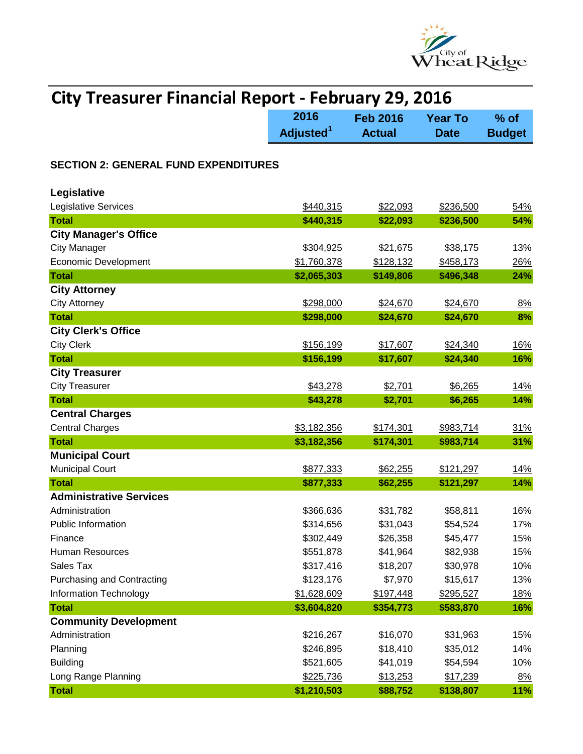# City Treasurer Financial Report - February 29, 2016

## SECTION 2: GENERAL FUND EXPENDITURES

| | 2016 Adjusted[1] | Feb 2016 Actual | Year To Date | % of Budget |
|---|---|---|---|---|
| **Legislative** | | | | |
| Legislative Services | $440,315 | $22,093 | $236,500 | 54% |
| **Total** | **$440,315** | **$22,093** | **$236,500** | **54%** |
| **City Manager's Office** | | | | |
| City Manager | $304,925 | $21,675 | $38,175 | 13% |
| Economic Development | $1,760,378 | $128,132 | $458,173 | 26% |
| **Total** | **$2,065,303** | **$149,806** | **$496,348** | **24%** |
| **City Attorney** | | | | |
| City Attorney | $298,000 | $24,670 | $24,670 | 8% |
| **Total** | **$298,000** | **$24,670** | **$24,670** | **8%** |
| **City Clerk's Office** | | | | |
| City Clerk | $156,199 | $17,607 | $24,340 | 16% |
| **Total** | **$156,199** | **$17,607** | **$24,340** | **16%** |
| **City Treasurer** | | | | |
| City Treasurer | $43,278 | $2,701 | $6,265 | 14% |
| **Total** | **$43,278** | **$2,701** | **$6,265** | **14%** |
| **Central Charges** | | | | |
| Central Charges | $3,182,356 | $174,301 | $983,714 | 31% |
| **Total** | **$3,182,356** | **$174,301** | **$983,714** | **31%** |
| **Municipal Court** | | | | |
| Municipal Court | $877,333 | $62,255 | $121,297 | 14% |
| **Total** | **$877,333** | **$62,255** | **$121,297** | **14%** |
| **Administrative Services** | | | | |
| Administration | $366,636 | $31,782 | $58,811 | 16% |
| Public Information | $314,656 | $31,043 | $54,524 | 17% |
| Finance | $302,449 | $26,358 | $45,477 | 15% |
| Human Resources | $551,878 | $41,964 | $82,938 | 15% |
| Sales Tax | $317,416 | $18,207 | $30,978 | 10% |
| Purchasing and Contracting | $123,176 | $7,970 | $15,617 | 13% |
| Information Technology | $1,628,609 | $197,448 | $295,527 | 18% |
| **Total** | **$3,604,820** | **$354,773** | **$583,870** | **16%** |
| **Community Development** | | | | |
| Administration | $216,267 | $16,070 | $31,963 | 15% |
| Planning | $246,895 | $18,410 | $35,012 | 14% |
| Building | $521,605 | $41,019 | $54,594 | 10% |
| Long Range Planning | $225,736 | $13,253 | $17,239 | 8% |
| **Total** | **$1,210,503** | **$88,752** | **$138,807** | **11%** |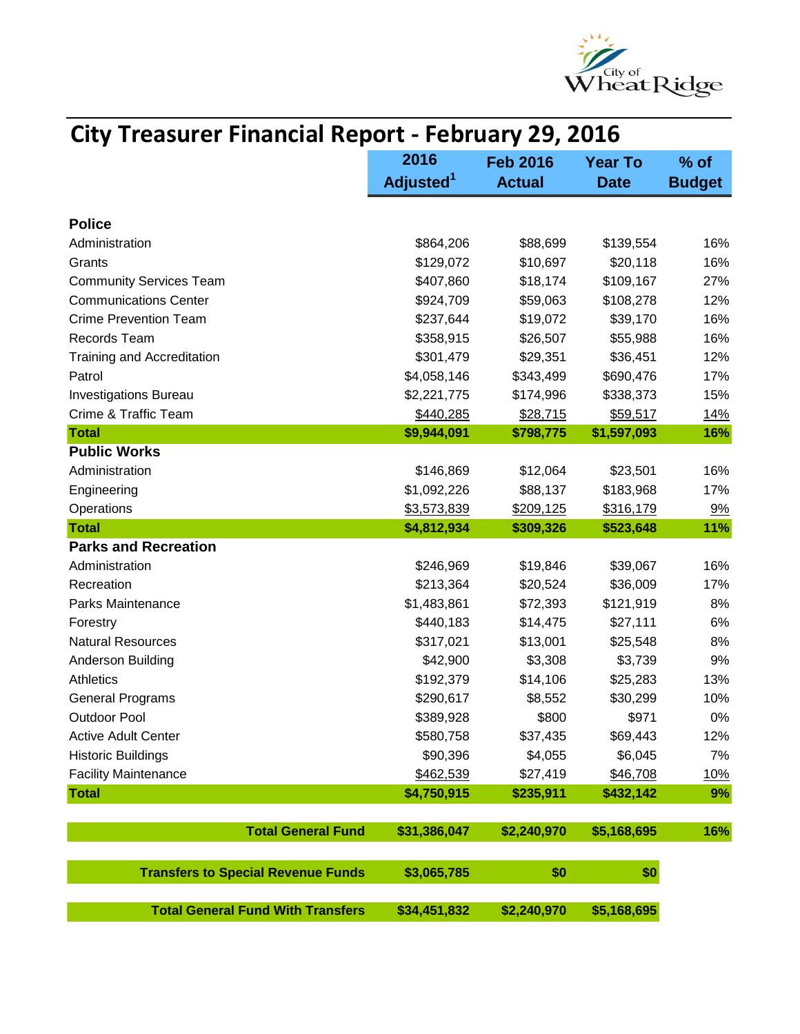# City Treasurer Financial Report - February 29, 2016

| | 2016 Adjusted[1] | Feb 2016 Actual | Year To Date | % of Budget |
|---|---|---|---|---|
| **Police** | | | | |
| Administration | $864,206 | $88,699 | $139,554 | 16% |
| Grants | $129,072 | $10,697 | $20,118 | 16% |
| Community Services Team | $407,860 | $18,174 | $109,167 | 27% |
| Communications Center | $924,709 | $59,063 | $108,278 | 12% |
| Crime Prevention Team | $237,644 | $19,072 | $39,170 | 16% |
| Records Team | $358,915 | $26,507 | $55,988 | 16% |
| Training and Accreditation | $301,479 | $29,351 | $36,451 | 12% |
| Patrol | $4,058,146 | $343,499 | $690,476 | 17% |
| Investigations Bureau | $2,221,775 | $174,996 | $338,373 | 15% |
| Crime & Traffic Team | $440,285 | $28,715 | $59,517 | 14% |
| **Total** | **$9,944,091** | **$798,775** | **$1,597,093** | **16%** |
| **Public Works** | | | | |
| Administration | $146,869 | $12,064 | $23,501 | 16% |
| Engineering | $1,092,226 | $88,137 | $183,968 | 17% |
| Operations | $3,573,839 | $209,125 | $316,179 | 9% |
| **Total** | **$4,812,934** | **$309,326** | **$523,648** | **11%** |
| **Parks and Recreation** | | | | |
| Administration | $246,969 | $19,846 | $39,067 | 16% |
| Recreation | $213,364 | $20,524 | $36,009 | 17% |
| Parks Maintenance | $1,483,861 | $72,393 | $121,919 | 8% |
| Forestry | $440,183 | $14,475 | $27,111 | 6% |
| Natural Resources | $317,021 | $13,001 | $25,548 | 8% |
| Anderson Building | $42,900 | $3,308 | $3,739 | 9% |
| Athletics | $192,379 | $14,106 | $25,283 | 13% |
| General Programs | $290,617 | $8,552 | $30,299 | 10% |
| Outdoor Pool | $389,928 | $800 | $971 | 0% |
| Active Adult Center | $580,758 | $37,435 | $69,443 | 12% |
| Historic Buildings | $90,396 | $4,055 | $6,045 | 7% |
| Facility Maintenance | $462,539 | $27,419 | $46,708 | 10% |
| **Total** | **$4,750,915** | **$235,911** | **$432,142** | **9%** |
| **Total General Fund** | **$31,386,047** | **$2,240,970** | **$5,168,695** | **16%** |
| **Transfers to Special Revenue Funds** | **$3,065,785** | **$0** | **$0** | |
| **Total General Fund With Transfers** | **$34,451,832** | **$2,240,970** | **$5,168,695** | |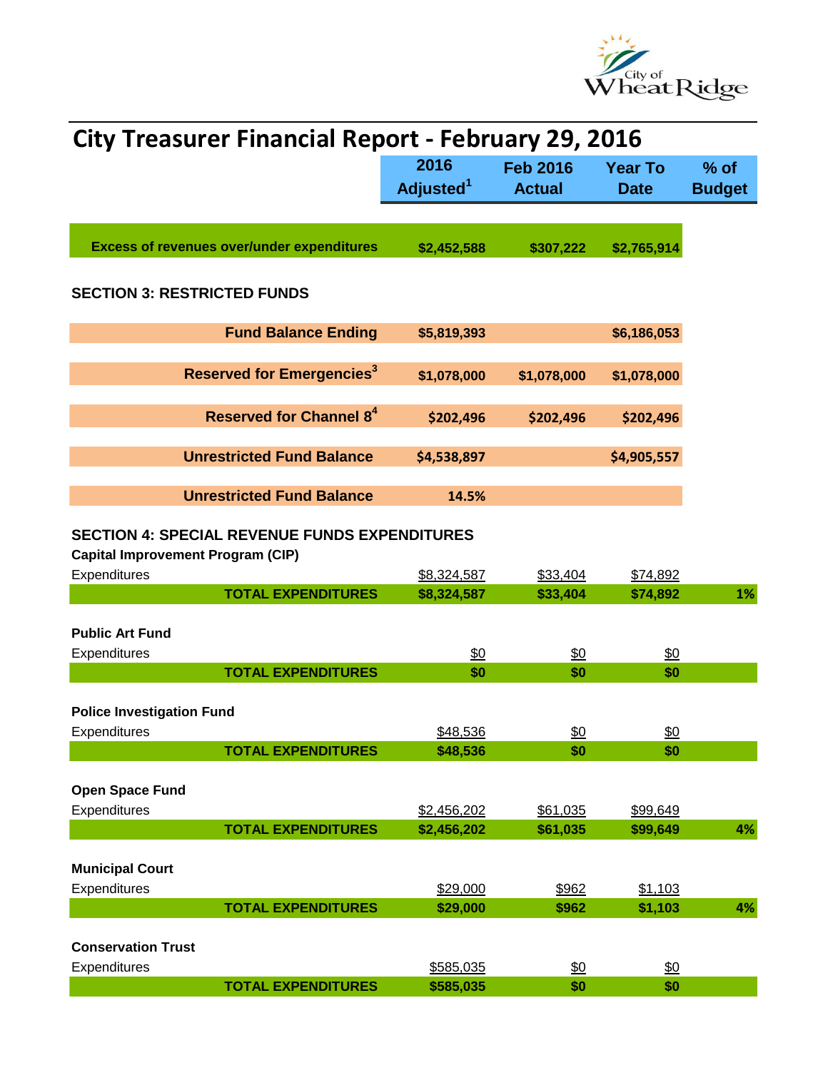# City Treasurer Financial Report - February 29, 2016

| | 2016 Adjusted[1] | Feb 2016 Actual | Year To Date | % of Budget |
|---|---|---|---|---|
| **Excess of revenues over/under expenditures** | **$2,452,588** | **$307,222** | **$2,765,914** | |

**SECTION 3: RESTRICTED FUNDS**

| | 2016 Adjusted[1] | Feb 2016 Actual | Year To Date | % of Budget |
|---|---|---|---|---|
| **Fund Balance Ending** | **$5,819,393** | | **$6,186,053** | |
| **Reserved for Emergencies[3]** | **$1,078,000** | **$1,078,000** | **$1,078,000** | |
| **Reserved for Channel 8[4]** | **$202,496** | **$202,496** | **$202,496** | |
| **Unrestricted Fund Balance** | **$4,538,897** | | **$4,905,557** | |
| **Unrestricted Fund Balance** | **14.5%** | | | |

**SECTION 4: SPECIAL REVENUE FUNDS EXPENDITURES**

| | 2016 Adjusted[1] | Feb 2016 Actual | Year To Date | % of Budget |
|---|---|---|---|---|
| **Capital Improvement Program (CIP)** | | | | |
| Expenditures | $8,324,587 | $33,404 | $74,892 | |
| **TOTAL EXPENDITURES** | **$8,324,587** | **$33,404** | **$74,892** | **1%** |
| **Public Art Fund** | | | | |
| Expenditures | $0 | $0 | $0 | |
| **TOTAL EXPENDITURES** | **$0** | **$0** | **$0** | |
| **Police Investigation Fund** | | | | |
| Expenditures | $48,536 | $0 | $0 | |
| **TOTAL EXPENDITURES** | **$48,536** | **$0** | **$0** | |
| **Open Space Fund** | | | | |
| Expenditures | $2,456,202 | $61,035 | $99,649 | |
| **TOTAL EXPENDITURES** | **$2,456,202** | **$61,035** | **$99,649** | **4%** |
| **Municipal Court** | | | | |
| Expenditures | $29,000 | $962 | $1,103 | |
| **TOTAL EXPENDITURES** | **$29,000** | **$962** | **$1,103** | **4%** |
| **Conservation Trust** | | | | |
| Expenditures | $585,035 | $0 | $0 | |
| **TOTAL EXPENDITURES** | **$585,035** | **$0** | **$0** | |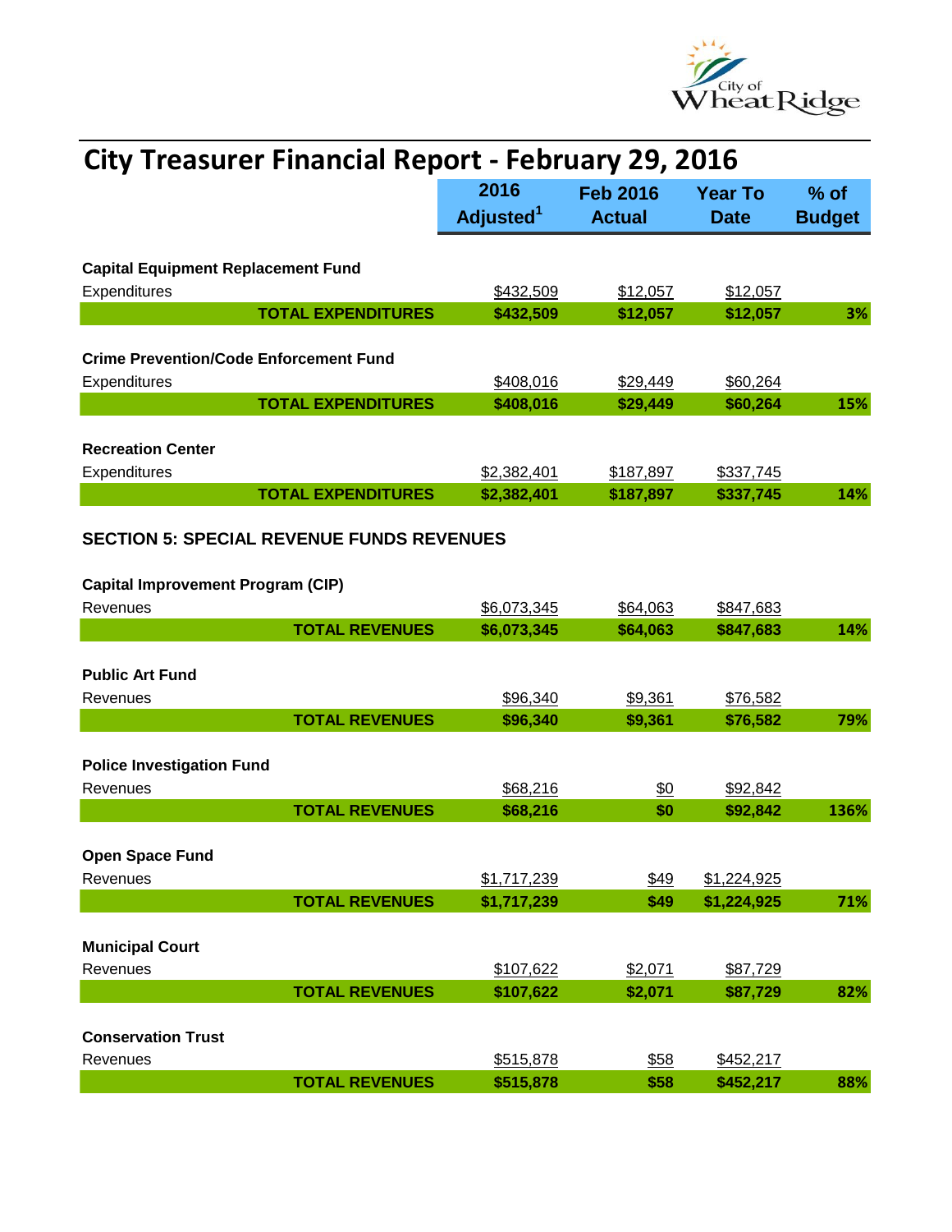# City Treasurer Financial Report - February 29, 2016

| | 2016 Adjusted[1] | Feb 2016 Actual | Year To Date | % of Budget |
|---|---|---|---|---|
| **Capital Equipment Replacement Fund** | | | | |
| Expenditures | $432,509 | $12,057 | $12,057 | |
| **TOTAL EXPENDITURES** | **$432,509** | **$12,057** | **$12,057** | **3%** |
| **Crime Prevention/Code Enforcement Fund** | | | | |
| Expenditures | $408,016 | $29,449 | $60,264 | |
| **TOTAL EXPENDITURES** | **$408,016** | **$29,449** | **$60,264** | **15%** |
| **Recreation Center** | | | | |
| Expenditures | $2,382,401 | $187,897 | $337,745 | |
| **TOTAL EXPENDITURES** | **$2,382,401** | **$187,897** | **$337,745** | **14%** |

## SECTION 5: SPECIAL REVENUE FUNDS REVENUES

| | 2016 Adjusted[1] | Feb 2016 Actual | Year To Date | % of Budget |
|---|---|---|---|---|
| **Capital Improvement Program (CIP)** | | | | |
| Revenues | $6,073,345 | $64,063 | $847,683 | |
| **TOTAL REVENUES** | **$6,073,345** | **$64,063** | **$847,683** | **14%** |
| **Public Art Fund** | | | | |
| Revenues | $96,340 | $9,361 | $76,582 | |
| **TOTAL REVENUES** | **$96,340** | **$9,361** | **$76,582** | **79%** |
| **Police Investigation Fund** | | | | |
| Revenues | $68,216 | $0 | $92,842 | |
| **TOTAL REVENUES** | **$68,216** | **$0** | **$92,842** | **136%** |
| **Open Space Fund** | | | | |
| Revenues | $1,717,239 | $49 | $1,224,925 | |
| **TOTAL REVENUES** | **$1,717,239** | **$49** | **$1,224,925** | **71%** |
| **Municipal Court** | | | | |
| Revenues | $107,622 | $2,071 | $87,729 | |
| **TOTAL REVENUES** | **$107,622** | **$2,071** | **$87,729** | **82%** |
| **Conservation Trust** | | | | |
| Revenues | $515,878 | $58 | $452,217 | |
| **TOTAL REVENUES** | **$515,878** | **$58** | **$452,217** | **88%** |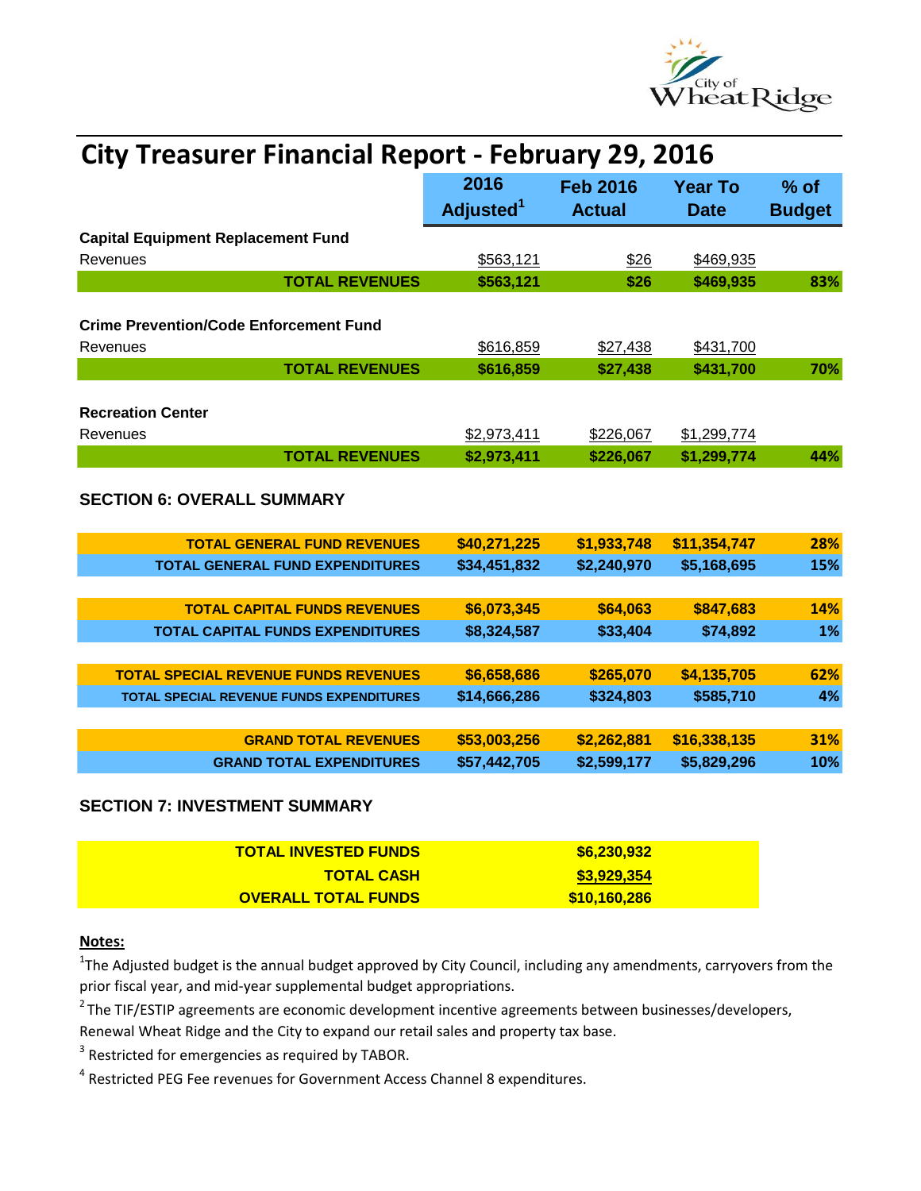# City Treasurer Financial Report - February 29, 2016

| | 2016 Adjusted[1] | Feb 2016 Actual | Year To Date | % of Budget |
|---|---|---|---|---|
| **Capital Equipment Replacement Fund** | | | | |
| Revenues | $563,121 | $26 | $469,935 | |
| **TOTAL REVENUES** | **$563,121** | **$26** | **$469,935** | **83%** |
| **Crime Prevention/Code Enforcement Fund** | | | | |
| Revenues | $616,859 | $27,438 | $431,700 | |
| **TOTAL REVENUES** | **$616,859** | **$27,438** | **$431,700** | **70%** |
| **Recreation Center** | | | | |
| Revenues | $2,973,411 | $226,067 | $1,299,774 | |
| **TOTAL REVENUES** | **$2,973,411** | **$226,067** | **$1,299,774** | **44%** |

## SECTION 6: OVERALL SUMMARY

| | 2016 Adjusted[1] | Feb 2016 Actual | Year To Date | % of Budget |
|---|---|---|---|---|
| **TOTAL GENERAL FUND REVENUES** | **$40,271,225** | **$1,933,748** | **$11,354,747** | **28%** |
| **TOTAL GENERAL FUND EXPENDITURES** | **$34,451,832** | **$2,240,970** | **$5,168,695** | **15%** |
| **TOTAL CAPITAL FUNDS REVENUES** | **$6,073,345** | **$64,063** | **$847,683** | **14%** |
| **TOTAL CAPITAL FUNDS EXPENDITURES** | **$8,324,587** | **$33,404** | **$74,892** | **1%** |
| **TOTAL SPECIAL REVENUE FUNDS REVENUES** | **$6,658,686** | **$265,070** | **$4,135,705** | **62%** |
| **TOTAL SPECIAL REVENUE FUNDS EXPENDITURES** | **$14,666,286** | **$324,803** | **$585,710** | **4%** |
| **GRAND TOTAL REVENUES** | **$53,003,256** | **$2,262,881** | **$16,338,135** | **31%** |
| **GRAND TOTAL EXPENDITURES** | **$57,442,705** | **$2,599,177** | **$5,829,296** | **10%** |

## SECTION 7: INVESTMENT SUMMARY

| | |
|---|---|
| **TOTAL INVESTED FUNDS** | **$6,230,932** |
| **TOTAL CASH** | **$3,929,354** |
| **OVERALL TOTAL FUNDS** | **$10,160,286** |

**Notes:**

[1] The Adjusted budget is the annual budget approved by City Council, including any amendments, carryovers from the prior fiscal year, and mid-year supplemental budget appropriations.

[2] The TIF/ESTIP agreements are economic development incentive agreements between businesses/developers, Renewal Wheat Ridge and the City to expand our retail sales and property tax base.

[3] Restricted for emergencies as required by TABOR.

[4] Restricted PEG Fee revenues for Government Access Channel 8 expenditures.